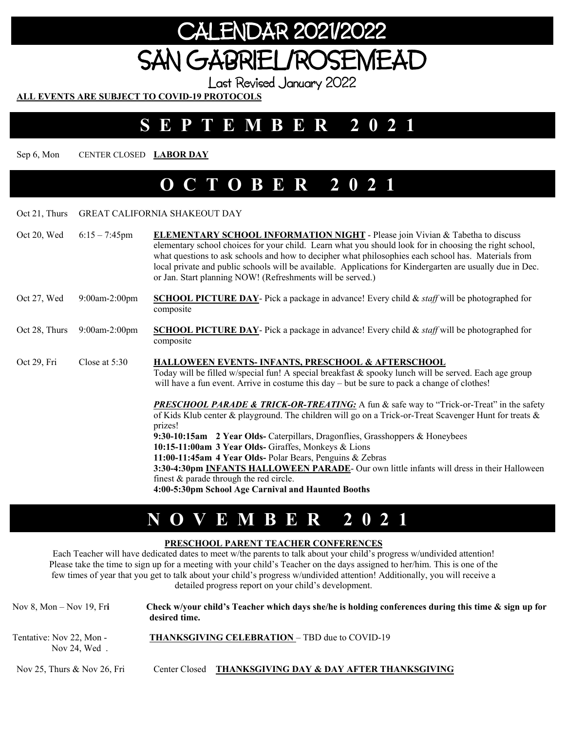# CALENDAR 2021/2022

# SAN GABRIEL/ROSEMEAD

Last Revised January 2022

**ALL EVENTS ARE SUBJECT TO COVID-19 PROTOCOLS**

## SEPTEMBER 2021

Sep 6, Mon — CENTER CLOSED **LABOR DAY**

## OCTOBER 2021

Oct 21, Thurs — GREAT CALIFORNIA SHAKEOUT DAY

Oct 20, Wed — 6:15 – 7:45pm — **ELEMENTARY SCHOOL INFORMATION NIGHT** - Please join Vivian & Tabetha to discuss elementary school choices for your child. Learn what you should look for in choosing the right school, what questions to ask schools and how to decipher what philosophies each school has. Materials from local private and public schools will be available. Applications for Kindergarten are usually due in Dec. or Jan. Start planning NOW! (Refreshments will be served.)

Oct 27, Wed — 9:00am-2:00pm — **SCHOOL PICTURE DAY**- Pick a package in advance! Every child & *staff* will be photographed for composite

Oct 28, Thurs — 9:00am-2:00pm — **SCHOOL PICTURE DAY**- Pick a package in advance! Every child & *staff* will be photographed for composite

Oct 29, Fri — Close at 5:30 — **HALLOWEEN EVENTS- INFANTS, PRESCHOOL & AFTERSCHOOL**
Today will be filled w/special fun! A special breakfast & spooky lunch will be served. Each age group will have a fun event. Arrive in costume this day – but be sure to pack a change of clothes!

***PRESCHOOL PARADE & TRICK-OR-TREATING:*** A fun & safe way to "Trick-or-Treat" in the safety of Kids Klub center & playground. The children will go on a Trick-or-Treat Scavenger Hunt for treats & prizes!

**9:30-10:15am 2 Year Olds-** Caterpillars, Dragonflies, Grasshoppers & Honeybees
**10:15-11:00am 3 Year Olds-** Giraffes, Monkeys & Lions
**11:00-11:45am 4 Year Olds-** Polar Bears, Penguins & Zebras
**3:30-4:30pm INFANTS HALLOWEEN PARADE**- Our own little infants will dress in their Halloween finest & parade through the red circle.
**4:00-5:30pm School Age Carnival and Haunted Booths**

## NOVEMBER 2021

**PRESCHOOL PARENT TEACHER CONFERENCES**

Each Teacher will have dedicated dates to meet w/the parents to talk about your child's progress w/undivided attention! Please take the time to sign up for a meeting with your child's Teacher on the days assigned to her/him. This is one of the few times of year that you get to talk about your child's progress w/undivided attention! Additionally, you will receive a detailed progress report on your child's development.

Nov 8, Mon – Nov 19, Fri — **Check w/your child's Teacher which days she/he is holding conferences during this time & sign up for desired time.**

Tentative: Nov 22, Mon - Nov 24, Wed . — **THANKSGIVING CELEBRATION** – TBD due to COVID-19

Nov 25, Thurs & Nov 26, Fri — Center Closed **THANKSGIVING DAY & DAY AFTER THANKSGIVING**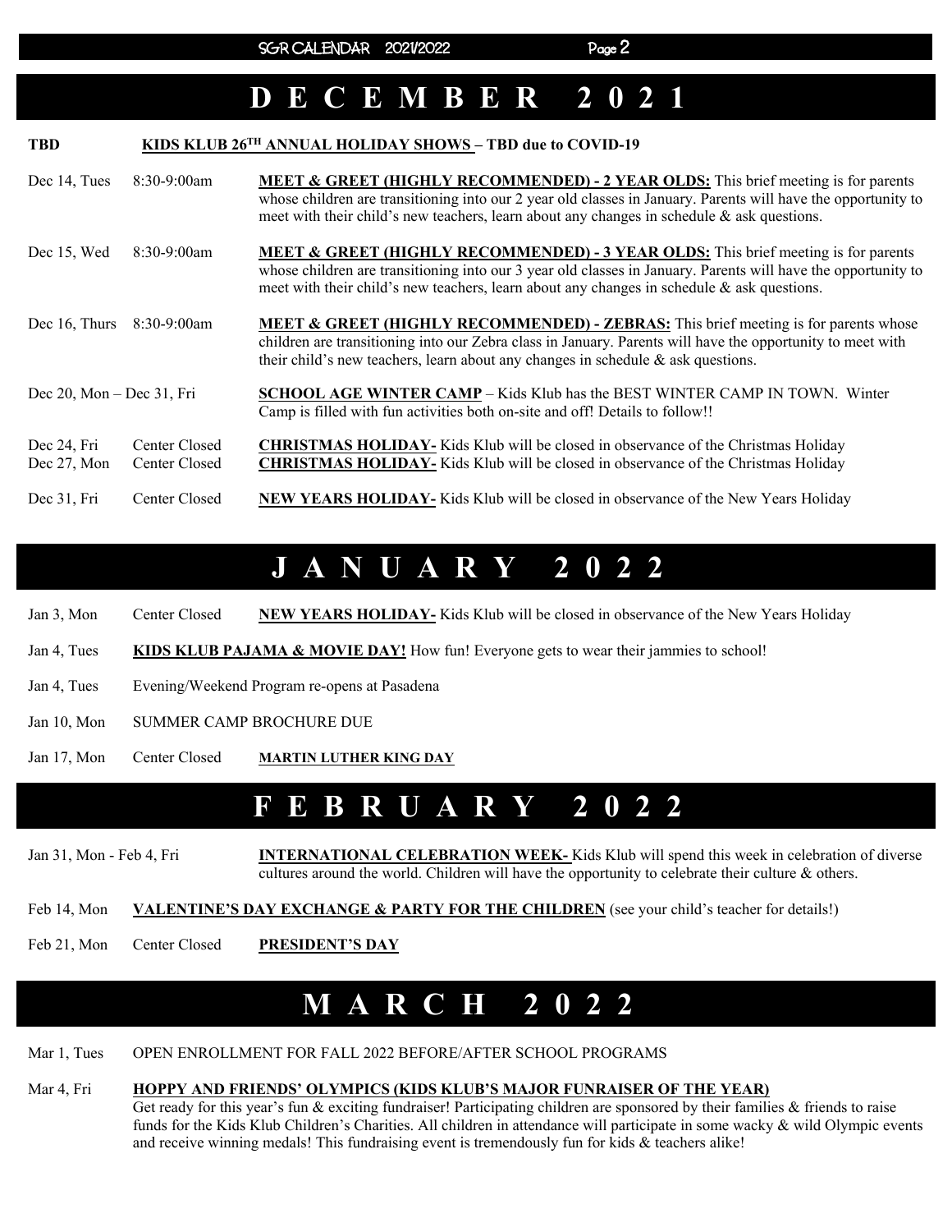# DECEMBER 2021

**TBD** **KIDS KLUB 26TH ANNUAL HOLIDAY SHOWS – TBD due to COVID-19**

Dec 14, Tues 8:30-9:00am **MEET & GREET (HIGHLY RECOMMENDED) - 2 YEAR OLDS:** This brief meeting is for parents whose children are transitioning into our 2 year old classes in January. Parents will have the opportunity to meet with their child's new teachers, learn about any changes in schedule & ask questions.

Dec 15, Wed 8:30-9:00am **MEET & GREET (HIGHLY RECOMMENDED) - 3 YEAR OLDS:** This brief meeting is for parents whose children are transitioning into our 3 year old classes in January. Parents will have the opportunity to meet with their child's new teachers, learn about any changes in schedule & ask questions.

Dec 16, Thurs 8:30-9:00am **MEET & GREET (HIGHLY RECOMMENDED) - ZEBRAS:** This brief meeting is for parents whose children are transitioning into our Zebra class in January. Parents will have the opportunity to meet with their child's new teachers, learn about any changes in schedule & ask questions.

Dec 20, Mon – Dec 31, Fri **SCHOOL AGE WINTER CAMP** – Kids Klub has the BEST WINTER CAMP IN TOWN. Winter Camp is filled with fun activities both on-site and off! Details to follow!!

Dec 24, Fri Center Closed **CHRISTMAS HOLIDAY-** Kids Klub will be closed in observance of the Christmas Holiday

Dec 27, Mon Center Closed **CHRISTMAS HOLIDAY-** Kids Klub will be closed in observance of the Christmas Holiday

Dec 31, Fri Center Closed **NEW YEARS HOLIDAY-** Kids Klub will be closed in observance of the New Years Holiday

# JANUARY 2022

Jan 3, Mon Center Closed **NEW YEARS HOLIDAY-** Kids Klub will be closed in observance of the New Years Holiday

Jan 4, Tues **KIDS KLUB PAJAMA & MOVIE DAY!** How fun! Everyone gets to wear their jammies to school!

Jan 4, Tues Evening/Weekend Program re-opens at Pasadena

Jan 10, Mon SUMMER CAMP BROCHURE DUE

Jan 17, Mon Center Closed **MARTIN LUTHER KING DAY**

# FEBRUARY 2022

Jan 31, Mon - Feb 4, Fri **INTERNATIONAL CELEBRATION WEEK-** Kids Klub will spend this week in celebration of diverse cultures around the world. Children will have the opportunity to celebrate their culture & others.

Feb 14, Mon **VALENTINE'S DAY EXCHANGE & PARTY FOR THE CHILDREN** (see your child's teacher for details!)

Feb 21, Mon Center Closed **PRESIDENT'S DAY**

# MARCH 2022

Mar 1, Tues OPEN ENROLLMENT FOR FALL 2022 BEFORE/AFTER SCHOOL PROGRAMS

Mar 4, Fri **HOPPY AND FRIENDS' OLYMPICS (KIDS KLUB'S MAJOR FUNRAISER OF THE YEAR)**
Get ready for this year's fun & exciting fundraiser! Participating children are sponsored by their families & friends to raise funds for the Kids Klub Children's Charities. All children in attendance will participate in some wacky & wild Olympic events and receive winning medals! This fundraising event is tremendously fun for kids & teachers alike!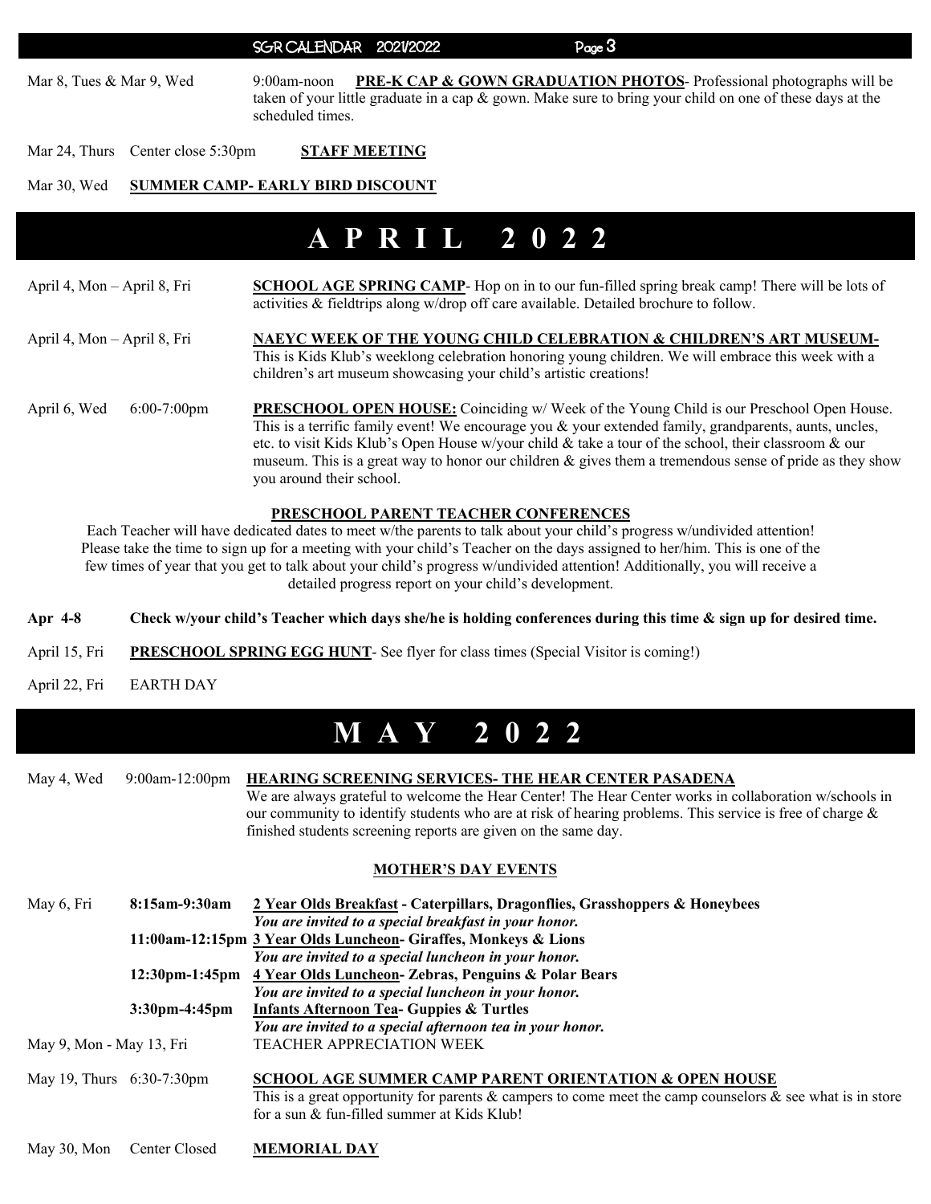Mar 8, Tues & Mar 9, Wed 9:00am-noon **PRE-K CAP & GOWN GRADUATION PHOTOS**- Professional photographs will be taken of your little graduate in a cap & gown. Make sure to bring your child on one of these days at the scheduled times.

Mar 24, Thurs Center close 5:30pm **STAFF MEETING**

Mar 30, Wed **SUMMER CAMP- EARLY BIRD DISCOUNT**

# APRIL 2022

April 4, Mon – April 8, Fri **SCHOOL AGE SPRING CAMP**- Hop on in to our fun-filled spring break camp! There will be lots of activities & fieldtrips along w/drop off care available. Detailed brochure to follow.

April 4, Mon – April 8, Fri **NAEYC WEEK OF THE YOUNG CHILD CELEBRATION & CHILDREN'S ART MUSEUM-** This is Kids Klub's weeklong celebration honoring young children. We will embrace this week with a children's art museum showcasing your child's artistic creations!

April 6, Wed 6:00-7:00pm **PRESCHOOL OPEN HOUSE:** Coinciding w/ Week of the Young Child is our Preschool Open House. This is a terrific family event! We encourage you & your extended family, grandparents, aunts, uncles, etc. to visit Kids Klub's Open House w/your child & take a tour of the school, their classroom & our museum. This is a great way to honor our children & gives them a tremendous sense of pride as they show you around their school.

**PRESCHOOL PARENT TEACHER CONFERENCES**

Each Teacher will have dedicated dates to meet w/the parents to talk about your child's progress w/undivided attention! Please take the time to sign up for a meeting with your child's Teacher on the days assigned to her/him. This is one of the few times of year that you get to talk about your child's progress w/undivided attention! Additionally, you will receive a detailed progress report on your child's development.

**Apr 4-8 Check w/your child's Teacher which days she/he is holding conferences during this time & sign up for desired time.**

April 15, Fri **PRESCHOOL SPRING EGG HUNT**- See flyer for class times (Special Visitor is coming!)

April 22, Fri EARTH DAY

# MAY 2022

May 4, Wed 9:00am-12:00pm **HEARING SCREENING SERVICES- THE HEAR CENTER PASADENA**
We are always grateful to welcome the Hear Center! The Hear Center works in collaboration w/schools in our community to identify students who are at risk of hearing problems. This service is free of charge & finished students screening reports are given on the same day.

**MOTHER'S DAY EVENTS**

May 6, Fri **8:15am-9:30am** **2 Year Olds Breakfast - Caterpillars, Dragonflies, Grasshoppers & Honeybees**
***You are invited to a special breakfast in your honor.***

**11:00am-12:15pm** **3 Year Olds Luncheon- Giraffes, Monkeys & Lions**
***You are invited to a special luncheon in your honor.***

**12:30pm-1:45pm** **4 Year Olds Luncheon- Zebras, Penguins & Polar Bears**
***You are invited to a special luncheon in your honor.***

**3:30pm-4:45pm** **Infants Afternoon Tea- Guppies & Turtles**
***You are invited to a special afternoon tea in your honor.***

May 9, Mon - May 13, Fri TEACHER APPRECIATION WEEK

May 19, Thurs 6:30-7:30pm **SCHOOL AGE SUMMER CAMP PARENT ORIENTATION & OPEN HOUSE**
This is a great opportunity for parents & campers to come meet the camp counselors & see what is in store for a sun & fun-filled summer at Kids Klub!

May 30, Mon Center Closed **MEMORIAL DAY**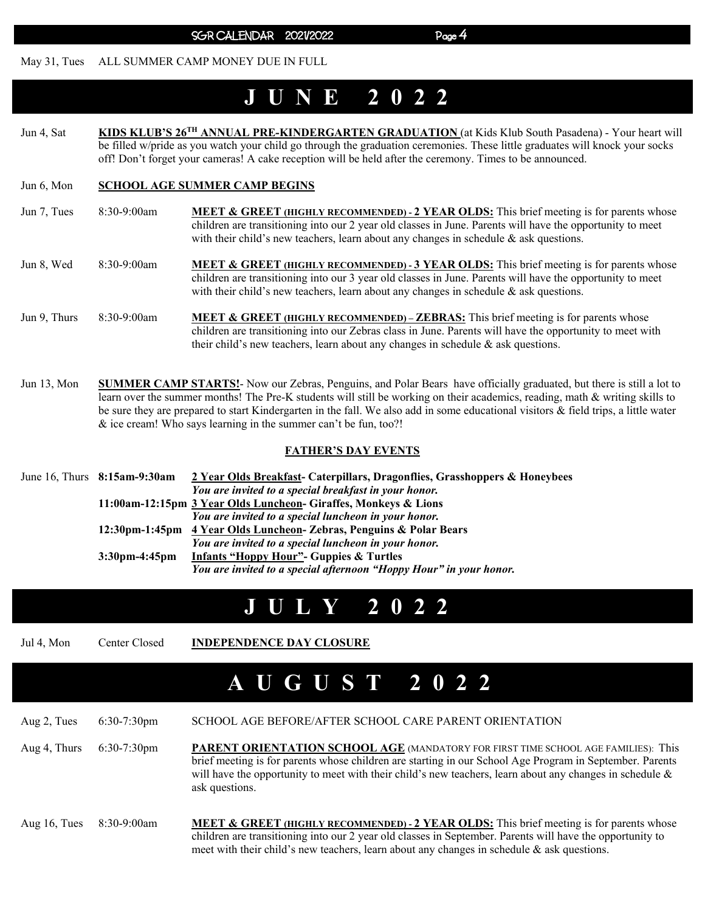May 31, Tues ALL SUMMER CAMP MONEY DUE IN FULL

# J U N E 2 0 2 2

Jun 4, Sat **KIDS KLUB'S 26TH ANNUAL PRE-KINDERGARTEN GRADUATION** (at Kids Klub South Pasadena) - Your heart will be filled w/pride as you watch your child go through the graduation ceremonies. These little graduates will knock your socks off! Don't forget your cameras! A cake reception will be held after the ceremony. Times to be announced.

Jun 6, Mon **SCHOOL AGE SUMMER CAMP BEGINS**

Jun 7, Tues 8:30-9:00am **MEET & GREET (HIGHLY RECOMMENDED) - 2 YEAR OLDS:** This brief meeting is for parents whose children are transitioning into our 2 year old classes in June. Parents will have the opportunity to meet with their child's new teachers, learn about any changes in schedule & ask questions.

Jun 8, Wed 8:30-9:00am **MEET & GREET (HIGHLY RECOMMENDED) - 3 YEAR OLDS:** This brief meeting is for parents whose children are transitioning into our 3 year old classes in June. Parents will have the opportunity to meet with their child's new teachers, learn about any changes in schedule & ask questions.

Jun 9, Thurs 8:30-9:00am **MEET & GREET (HIGHLY RECOMMENDED) – ZEBRAS:** This brief meeting is for parents whose children are transitioning into our Zebras class in June. Parents will have the opportunity to meet with their child's new teachers, learn about any changes in schedule & ask questions.

Jun 13, Mon **SUMMER CAMP STARTS!**- Now our Zebras, Penguins, and Polar Bears have officially graduated, but there is still a lot to learn over the summer months! The Pre-K students will still be working on their academics, reading, math & writing skills to be sure they are prepared to start Kindergarten in the fall. We also add in some educational visitors & field trips, a little water & ice cream! Who says learning in the summer can't be fun, too?!

**FATHER'S DAY EVENTS**

June 16, Thurs **8:15am-9:30am** **2 Year Olds Breakfast- Caterpillars, Dragonflies, Grasshoppers & Honeybees**
***You are invited to a special breakfast in your honor.***

**11:00am-12:15pm** **3 Year Olds Luncheon- Giraffes, Monkeys & Lions**
***You are invited to a special luncheon in your honor.***

**12:30pm-1:45pm** **4 Year Olds Luncheon- Zebras, Penguins & Polar Bears**
***You are invited to a special luncheon in your honor.***

**3:30pm-4:45pm** **Infants "Hoppy Hour"- Guppies & Turtles**
***You are invited to a special afternoon "Hoppy Hour" in your honor.***

# J U L Y 2 0 2 2

Jul 4, Mon Center Closed **INDEPENDENCE DAY CLOSURE**

# A U G U S T 2 0 2 2

Aug 2, Tues 6:30-7:30pm SCHOOL AGE BEFORE/AFTER SCHOOL CARE PARENT ORIENTATION

Aug 4, Thurs 6:30-7:30pm **PARENT ORIENTATION SCHOOL AGE** (MANDATORY FOR FIRST TIME SCHOOL AGE FAMILIES): This brief meeting is for parents whose children are starting in our School Age Program in September. Parents will have the opportunity to meet with their child's new teachers, learn about any changes in schedule & ask questions.

Aug 16, Tues 8:30-9:00am **MEET & GREET (HIGHLY RECOMMENDED) - 2 YEAR OLDS:** This brief meeting is for parents whose children are transitioning into our 2 year old classes in September. Parents will have the opportunity to meet with their child's new teachers, learn about any changes in schedule & ask questions.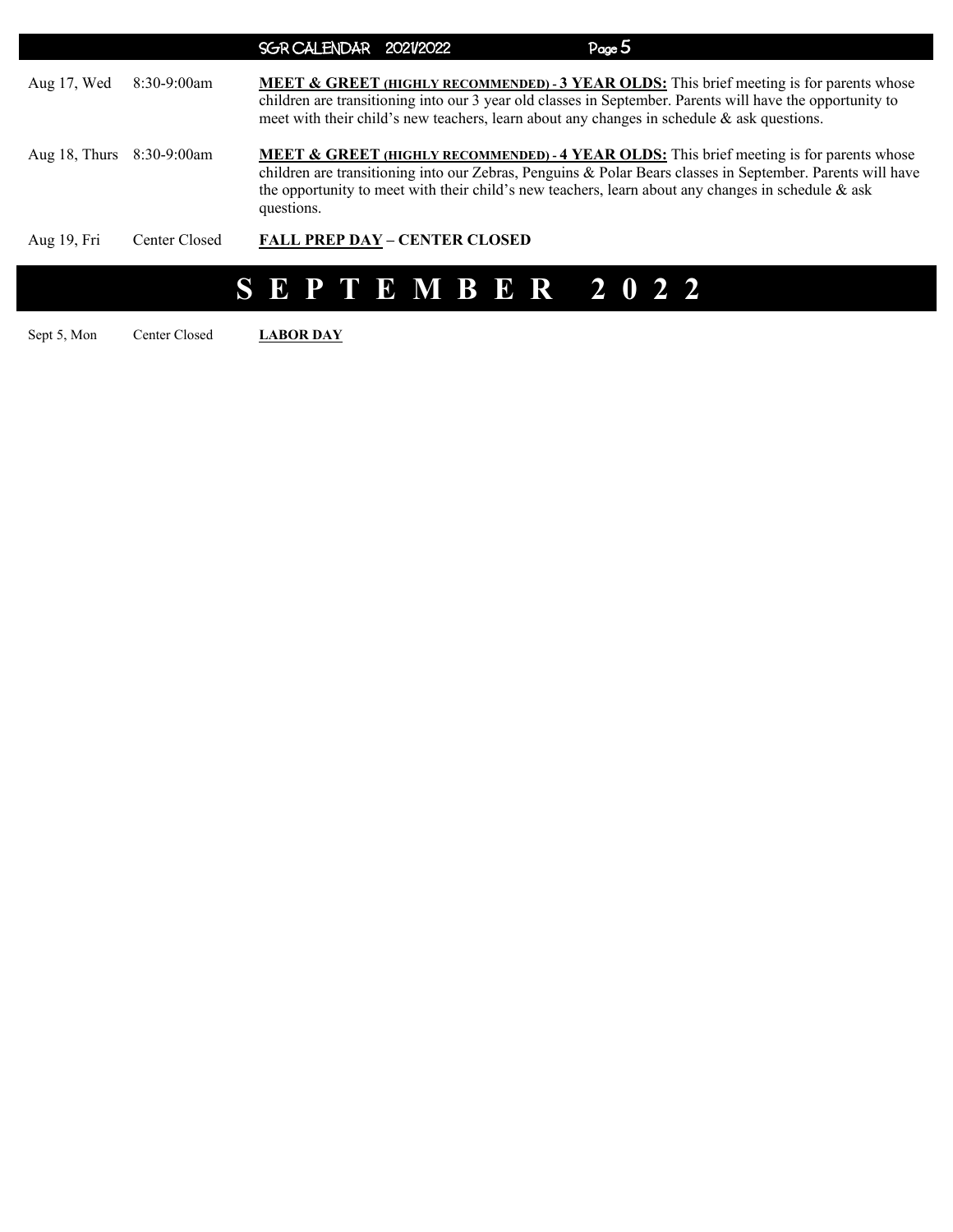| | | |
|---|---|---|
| Aug 17, Wed | 8:30-9:00am | **MEET & GREET (HIGHLY RECOMMENDED) - 3 YEAR OLDS:** This brief meeting is for parents whose children are transitioning into our 3 year old classes in September. Parents will have the opportunity to meet with their child's new teachers, learn about any changes in schedule & ask questions. |
| Aug 18, Thurs | 8:30-9:00am | **MEET & GREET (HIGHLY RECOMMENDED) - 4 YEAR OLDS:** This brief meeting is for parents whose children are transitioning into our Zebras, Penguins & Polar Bears classes in September. Parents will have the opportunity to meet with their child's new teachers, learn about any changes in schedule & ask questions. |
| Aug 19, Fri | Center Closed | **FALL PREP DAY – CENTER CLOSED** |

# SEPTEMBER 2022

| | | |
|---|---|---|
| Sept 5, Mon | Center Closed | **LABOR DAY** |